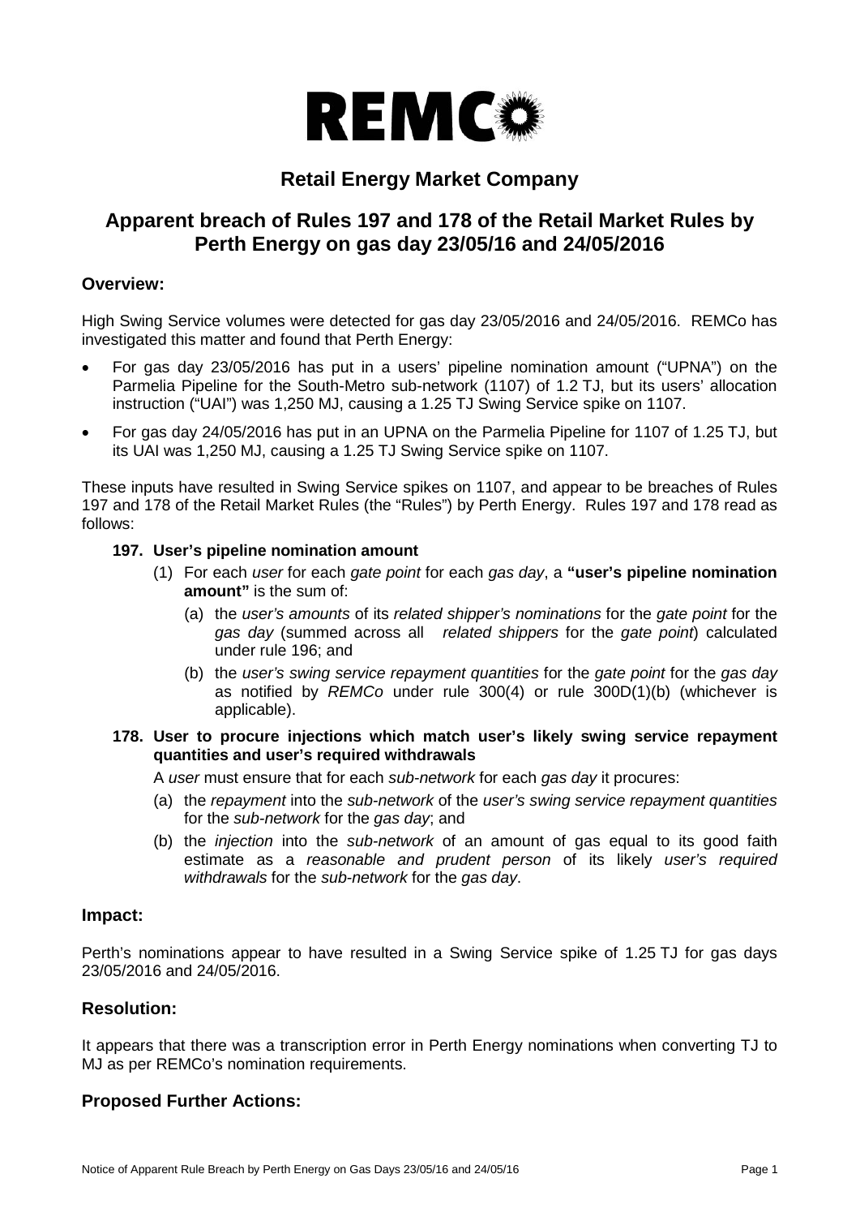# Retail Energy Market Company

## Apparent breach of Rules 197 and 178 of the Retail Market Rules by Perth Energy on gas day 23/05/16 and 24/05/2016

### Overview:

High Swing Service volumes were detected for gas day 23/05/2016 and 24/05/2016. REMCo has investigated this matter and found that Perth Energy:

- For gas day 23/05/2016 has put in a users' pipeline nomination amount ("UPNA") on the Parmelia Pipeline for the South-Metro sub-network (1107) of 1.2 TJ, but its users' allocation instruction ("UAI") was 1,250 MJ, causing a 1.25 TJ Swing Service spike on 1107.
- For gas day 24/05/2016 has put in an UPNA on the Parmelia Pipeline for 1107 of 1.25 TJ, but its UAI was 1,250 MJ, causing a 1.25 TJ Swing Service spike on 1107.

These inputs have resulted in Swing Service spikes on 1107, and appear to be breaches of Rules 197 and 178 of the Retail Market Rules (the "Rules") by Perth Energy. Rules 197 and 178 read as follows:

**197. User's pipeline nomination amount**

(1) For each *user* for each *gate point* for each *gas day*, a **"user's pipeline nomination amount"** is the sum of:

(a) the *user's amounts* of its *related shipper's nominations* for the *gate point* for the *gas day* (summed across all *related shippers* for the *gate point*) calculated under rule 196; and

(b) the *user's swing service repayment quantities* for the *gate point* for the *gas day* as notified by *REMCo* under rule 300(4) or rule 300D(1)(b) (whichever is applicable).

**178. User to procure injections which match user's likely swing service repayment quantities and user's required withdrawals**

A *user* must ensure that for each *sub-network* for each *gas day* it procures:

(a) the *repayment* into the *sub-network* of the *user's swing service repayment quantities* for the *sub-network* for the *gas day*; and

(b) the *injection* into the *sub-network* of an amount of gas equal to its good faith estimate as a *reasonable and prudent person* of its likely *user's required withdrawals* for the *sub-network* for the *gas day*.

### Impact:

Perth's nominations appear to have resulted in a Swing Service spike of 1.25 TJ for gas days 23/05/2016 and 24/05/2016.

### Resolution:

It appears that there was a transcription error in Perth Energy nominations when converting TJ to MJ as per REMCo's nomination requirements.

### Proposed Further Actions: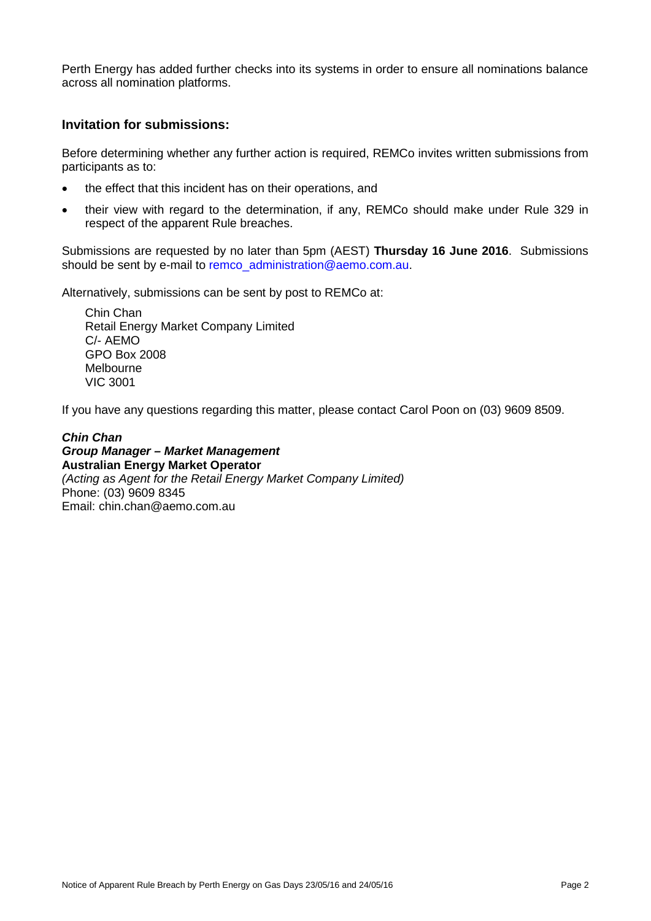Perth Energy has added further checks into its systems in order to ensure all nominations balance across all nomination platforms.

### Invitation for submissions:

Before determining whether any further action is required, REMCo invites written submissions from participants as to:

- the effect that this incident has on their operations, and
- their view with regard to the determination, if any, REMCo should make under Rule 329 in respect of the apparent Rule breaches.

Submissions are requested by no later than 5pm (AEST) **Thursday 16 June 2016**. Submissions should be sent by e-mail to remco_administration@aemo.com.au.

Alternatively, submissions can be sent by post to REMCo at:

Chin Chan
Retail Energy Market Company Limited
C/- AEMO
GPO Box 2008
Melbourne
VIC 3001

If you have any questions regarding this matter, please contact Carol Poon on (03) 9609 8509.

***Chin Chan***
***Group Manager – Market Management***
**Australian Energy Market Operator**
*(Acting as Agent for the Retail Energy Market Company Limited)*
Phone: (03) 9609 8345
Email: chin.chan@aemo.com.au